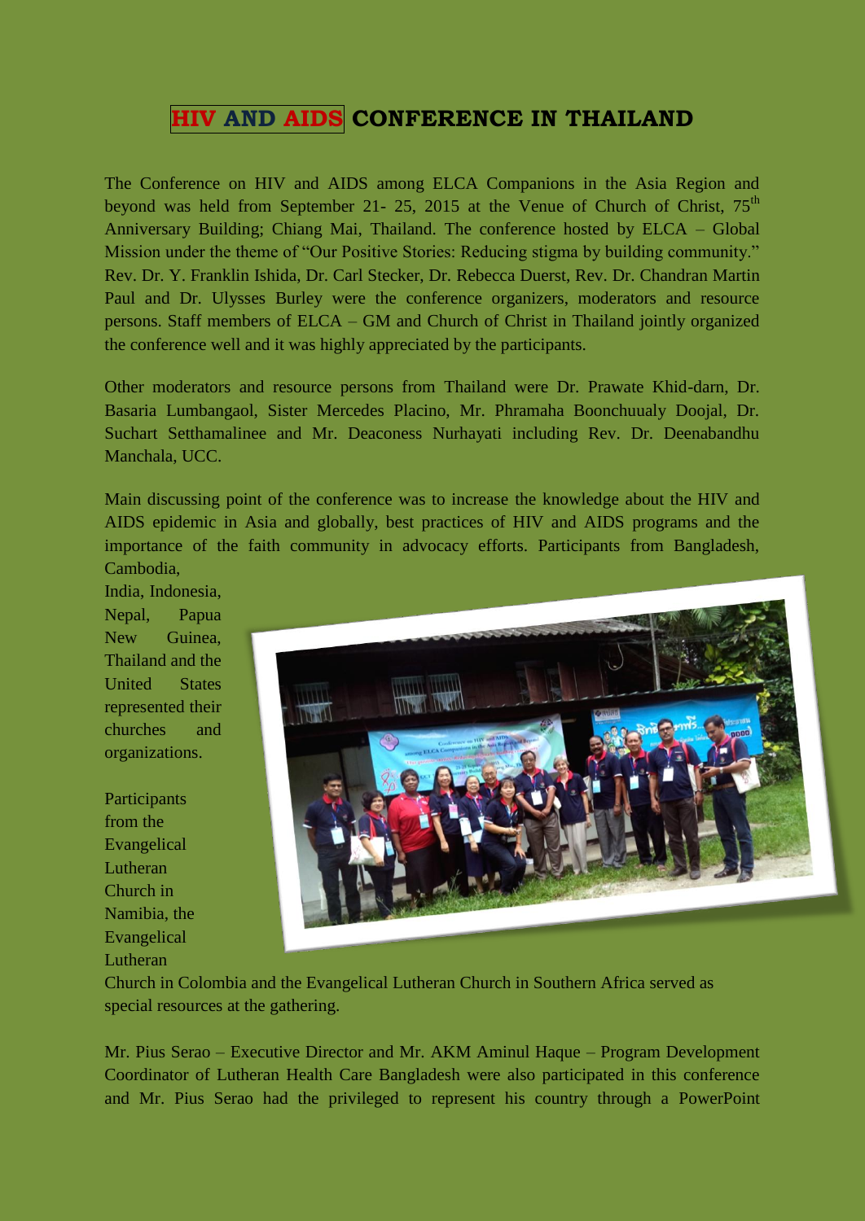# HIV AND AIDS CONFERENCE IN THAILAND

The Conference on HIV and AIDS among ELCA Companions in the Asia Region and beyond was held from September 21- 25, 2015 at the Venue of Church of Christ, 75th Anniversary Building; Chiang Mai, Thailand. The conference hosted by ELCA – Global Mission under the theme of "Our Positive Stories: Reducing stigma by building community." Rev. Dr. Y. Franklin Ishida, Dr. Carl Stecker, Dr. Rebecca Duerst, Rev. Dr. Chandran Martin Paul and Dr. Ulysses Burley were the conference organizers, moderators and resource persons. Staff members of ELCA – GM and Church of Christ in Thailand jointly organized the conference well and it was highly appreciated by the participants.

Other moderators and resource persons from Thailand were Dr. Prawate Khid-darn, Dr. Basaria Lumbangaol, Sister Mercedes Placino, Mr. Phramaha Boonchuualy Doojal, Dr. Suchart Setthamalinee and Mr. Deaconess Nurhayati including Rev. Dr. Deenabandhu Manchala, UCC.

Main discussing point of the conference was to increase the knowledge about the HIV and AIDS epidemic in Asia and globally, best practices of HIV and AIDS programs and the importance of the faith community in advocacy efforts. Participants from Bangladesh, Cambodia, India, Indonesia, Nepal, Papua New Guinea, Thailand and the United States represented their churches and organizations.

Participants from the Evangelical Lutheran Church in Namibia, the Evangelical Lutheran Church in Colombia and the Evangelical Lutheran Church in Southern Africa served as special resources at the gathering.

Mr. Pius Serao – Executive Director and Mr. AKM Aminul Haque – Program Development Coordinator of Lutheran Health Care Bangladesh were also participated in this conference and Mr. Pius Serao had the privileged to represent his country through a PowerPoint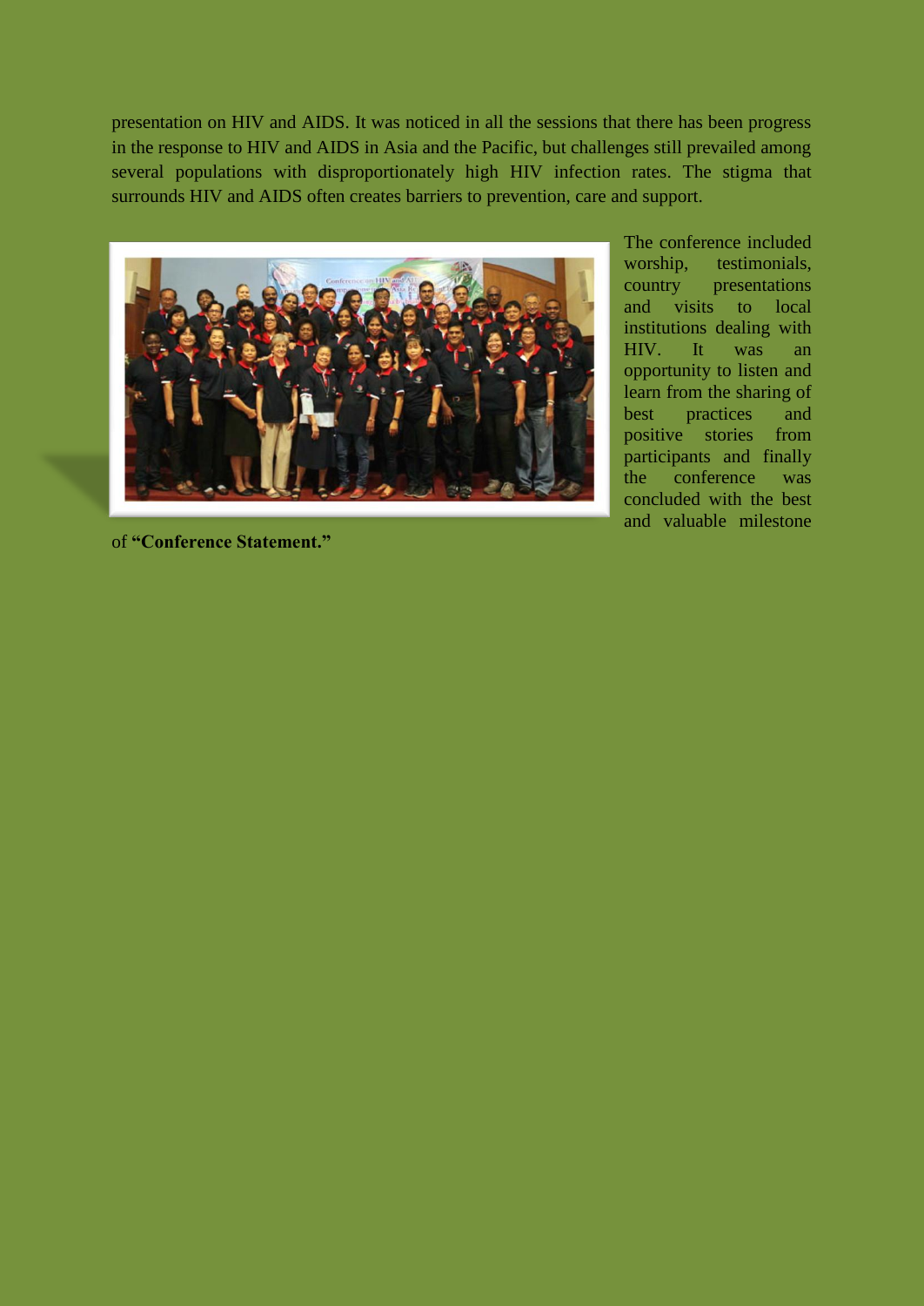presentation on HIV and AIDS. It was noticed in all the sessions that there has been progress in the response to HIV and AIDS in Asia and the Pacific, but challenges still prevailed among several populations with disproportionately high HIV infection rates. The stigma that surrounds HIV and AIDS often creates barriers to prevention, care and support.

The conference included worship, testimonials, country presentations and visits to local institutions dealing with HIV. It was an opportunity to listen and learn from the sharing of best practices and positive stories from participants and finally the conference was concluded with the best and valuable milestone of **"Conference Statement."**